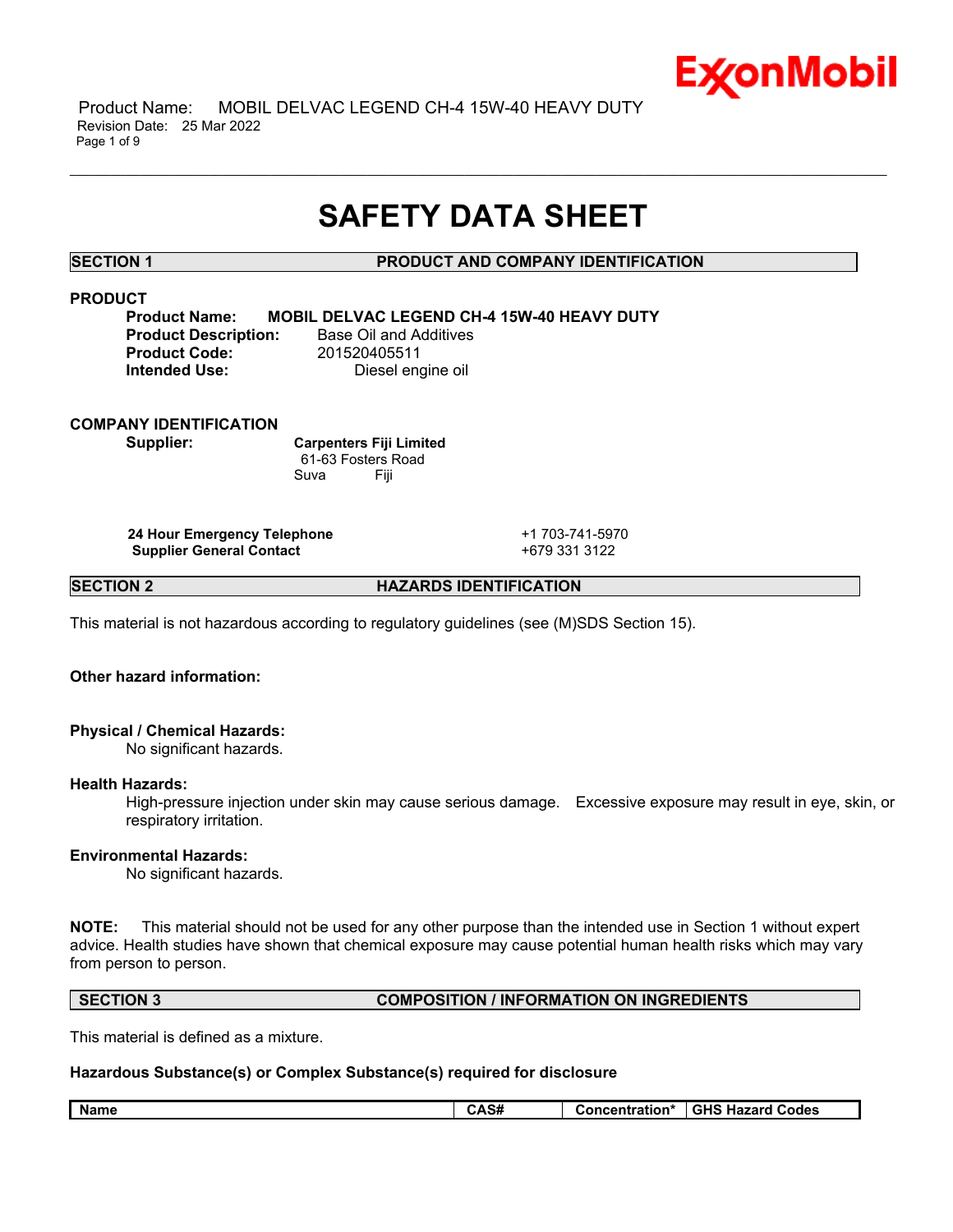# SAFETY DATA SHEET

## SECTION 1 PRODUCT AND COMPANY IDENTIFICATION

### PRODUCT

**Product Name:** **MOBIL DELVAC LEGEND CH-4 15W-40 HEAVY DUTY**
**Product Description:** Base Oil and Additives
**Product Code:** 201520405511
**Intended Use:** Diesel engine oil

### COMPANY IDENTIFICATION

**Supplier:** **Carpenters Fiji Limited**
61-63 Fosters Road
Suva Fiji

| | |
|---|---|
| **24 Hour Emergency Telephone** | +1 703-741-5970 |
| **Supplier General Contact** | +679 331 3122 |

## SECTION 2 HAZARDS IDENTIFICATION

This material is not hazardous according to regulatory guidelines (see (M)SDS Section 15).

**Other hazard information:**

**Physical / Chemical Hazards:**
No significant hazards.

**Health Hazards:**
High-pressure injection under skin may cause serious damage. Excessive exposure may result in eye, skin, or respiratory irritation.

**Environmental Hazards:**
No significant hazards.

**NOTE:** This material should not be used for any other purpose than the intended use in Section 1 without expert advice. Health studies have shown that chemical exposure may cause potential human health risks which may vary from person to person.

## SECTION 3 COMPOSITION / INFORMATION ON INGREDIENTS

This material is defined as a mixture.

**Hazardous Substance(s) or Complex Substance(s) required for disclosure**

| Name | CAS# | Concentration* | GHS Hazard Codes |
|---|---|---|---|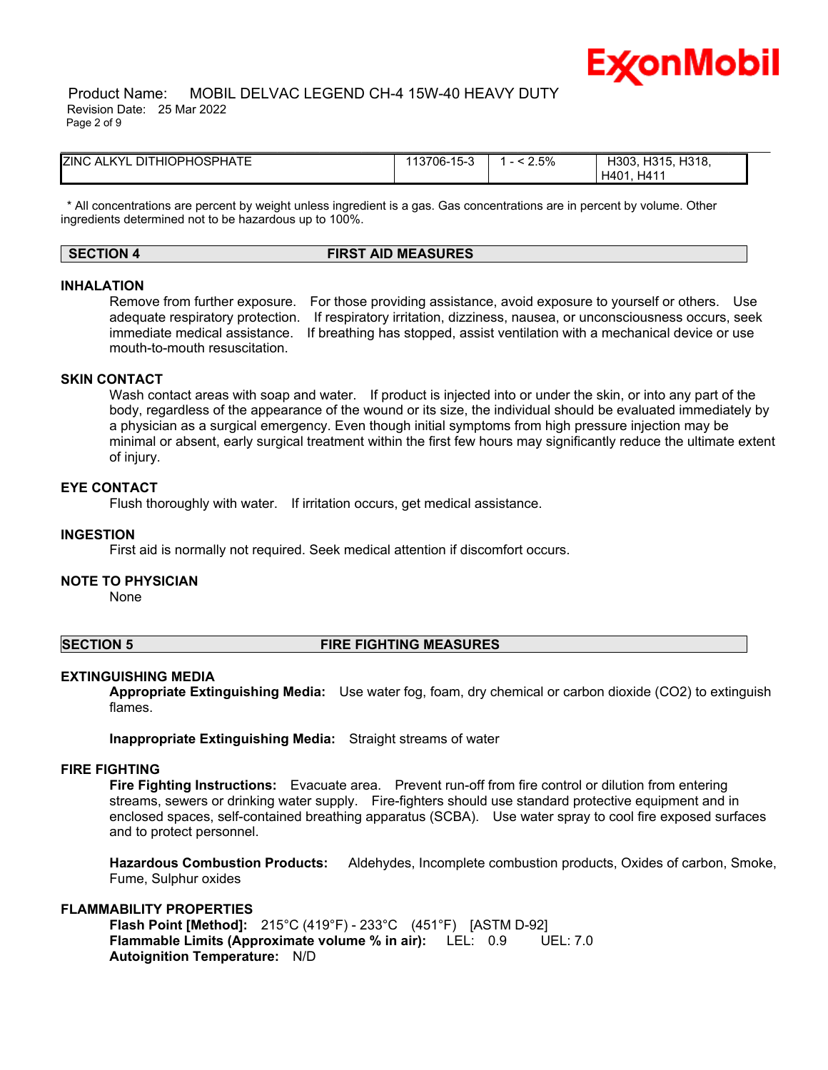| ZINC ALKYL DITHIOPHOSPHATE | 113706-15-3 | 1 - < 2.5% | H303, H315, H318, H401, H411 |
|---|---|---|---|

* All concentrations are percent by weight unless ingredient is a gas. Gas concentrations are in percent by volume. Other ingredients determined not to be hazardous up to 100%.

## SECTION 4 FIRST AID MEASURES

### INHALATION

Remove from further exposure. For those providing assistance, avoid exposure to yourself or others. Use adequate respiratory protection. If respiratory irritation, dizziness, nausea, or unconsciousness occurs, seek immediate medical assistance. If breathing has stopped, assist ventilation with a mechanical device or use mouth-to-mouth resuscitation.

### SKIN CONTACT

Wash contact areas with soap and water. If product is injected into or under the skin, or into any part of the body, regardless of the appearance of the wound or its size, the individual should be evaluated immediately by a physician as a surgical emergency. Even though initial symptoms from high pressure injection may be minimal or absent, early surgical treatment within the first few hours may significantly reduce the ultimate extent of injury.

### EYE CONTACT

Flush thoroughly with water. If irritation occurs, get medical assistance.

### INGESTION

First aid is normally not required. Seek medical attention if discomfort occurs.

### NOTE TO PHYSICIAN

None

## SECTION 5 FIRE FIGHTING MEASURES

### EXTINGUISHING MEDIA

**Appropriate Extinguishing Media:** Use water fog, foam, dry chemical or carbon dioxide (CO2) to extinguish flames.

**Inappropriate Extinguishing Media:** Straight streams of water

### FIRE FIGHTING

**Fire Fighting Instructions:** Evacuate area. Prevent run-off from fire control or dilution from entering streams, sewers or drinking water supply. Fire-fighters should use standard protective equipment and in enclosed spaces, self-contained breathing apparatus (SCBA). Use water spray to cool fire exposed surfaces and to protect personnel.

**Hazardous Combustion Products:** Aldehydes, Incomplete combustion products, Oxides of carbon, Smoke, Fume, Sulphur oxides

### FLAMMABILITY PROPERTIES

**Flash Point [Method]:** 215°C (419°F) - 233°C (451°F) [ASTM D-92]
**Flammable Limits (Approximate volume % in air):** LEL: 0.9 UEL: 7.0
**Autoignition Temperature:** N/D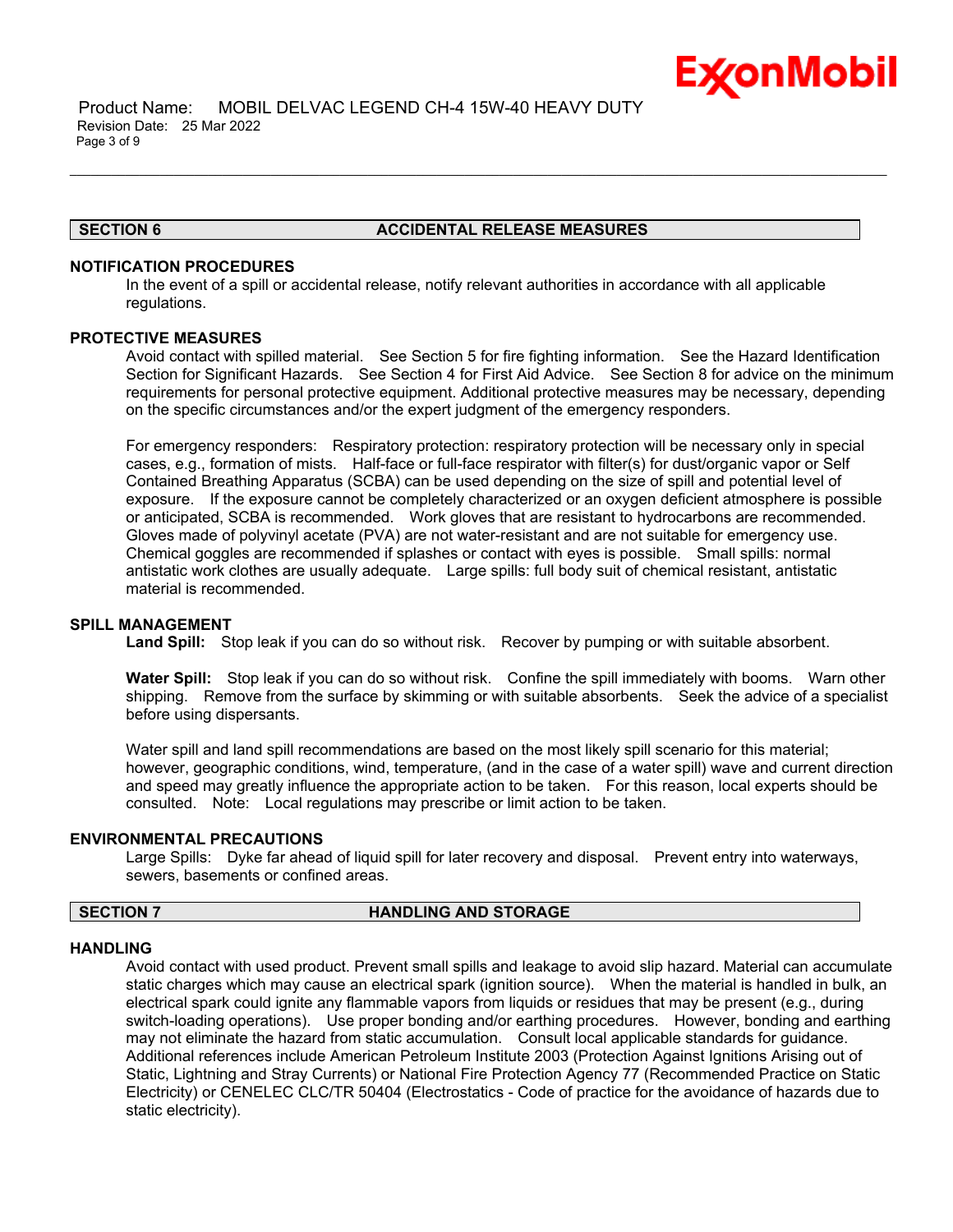## SECTION 6 ACCIDENTAL RELEASE MEASURES

### NOTIFICATION PROCEDURES

In the event of a spill or accidental release, notify relevant authorities in accordance with all applicable regulations.

### PROTECTIVE MEASURES

Avoid contact with spilled material. See Section 5 for fire fighting information. See the Hazard Identification Section for Significant Hazards. See Section 4 for First Aid Advice. See Section 8 for advice on the minimum requirements for personal protective equipment. Additional protective measures may be necessary, depending on the specific circumstances and/or the expert judgment of the emergency responders.

For emergency responders: Respiratory protection: respiratory protection will be necessary only in special cases, e.g., formation of mists. Half-face or full-face respirator with filter(s) for dust/organic vapor or Self Contained Breathing Apparatus (SCBA) can be used depending on the size of spill and potential level of exposure. If the exposure cannot be completely characterized or an oxygen deficient atmosphere is possible or anticipated, SCBA is recommended. Work gloves that are resistant to hydrocarbons are recommended. Gloves made of polyvinyl acetate (PVA) are not water-resistant and are not suitable for emergency use. Chemical goggles are recommended if splashes or contact with eyes is possible. Small spills: normal antistatic work clothes are usually adequate. Large spills: full body suit of chemical resistant, antistatic material is recommended.

### SPILL MANAGEMENT

**Land Spill:** Stop leak if you can do so without risk. Recover by pumping or with suitable absorbent.

**Water Spill:** Stop leak if you can do so without risk. Confine the spill immediately with booms. Warn other shipping. Remove from the surface by skimming or with suitable absorbents. Seek the advice of a specialist before using dispersants.

Water spill and land spill recommendations are based on the most likely spill scenario for this material; however, geographic conditions, wind, temperature, (and in the case of a water spill) wave and current direction and speed may greatly influence the appropriate action to be taken. For this reason, local experts should be consulted. Note: Local regulations may prescribe or limit action to be taken.

### ENVIRONMENTAL PRECAUTIONS

Large Spills: Dyke far ahead of liquid spill for later recovery and disposal. Prevent entry into waterways, sewers, basements or confined areas.

## SECTION 7 HANDLING AND STORAGE

### HANDLING

Avoid contact with used product. Prevent small spills and leakage to avoid slip hazard. Material can accumulate static charges which may cause an electrical spark (ignition source). When the material is handled in bulk, an electrical spark could ignite any flammable vapors from liquids or residues that may be present (e.g., during switch-loading operations). Use proper bonding and/or earthing procedures. However, bonding and earthing may not eliminate the hazard from static accumulation. Consult local applicable standards for guidance. Additional references include American Petroleum Institute 2003 (Protection Against Ignitions Arising out of Static, Lightning and Stray Currents) or National Fire Protection Agency 77 (Recommended Practice on Static Electricity) or CENELEC CLC/TR 50404 (Electrostatics - Code of practice for the avoidance of hazards due to static electricity).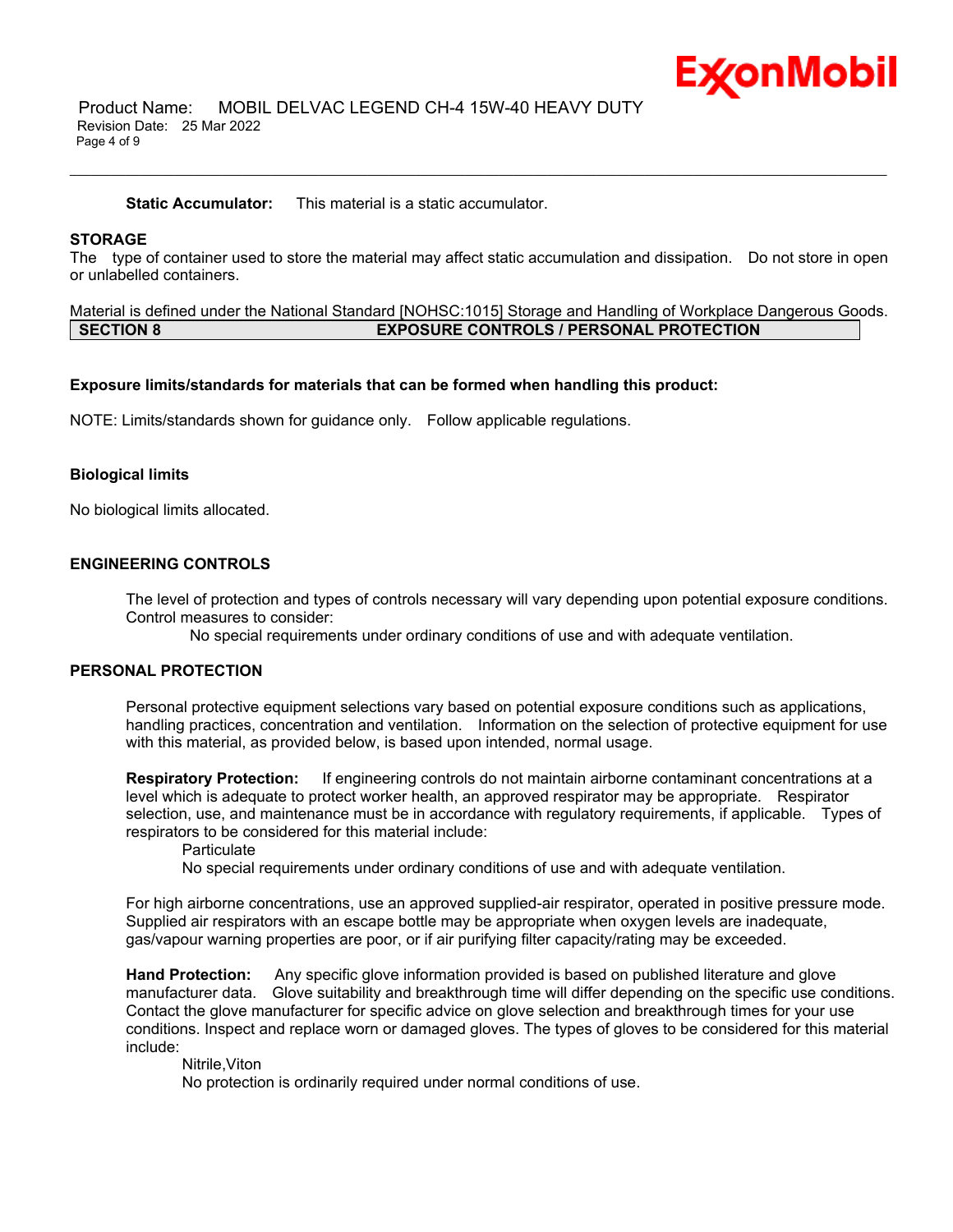**Static Accumulator:** This material is a static accumulator.

**STORAGE**

The type of container used to store the material may affect static accumulation and dissipation. Do not store in open or unlabelled containers.

Material is defined under the National Standard [NOHSC:1015] Storage and Handling of Workplace Dangerous Goods.

## SECTION 8 EXPOSURE CONTROLS / PERSONAL PROTECTION

**Exposure limits/standards for materials that can be formed when handling this product:**

NOTE: Limits/standards shown for guidance only. Follow applicable regulations.

**Biological limits**

No biological limits allocated.

**ENGINEERING CONTROLS**

The level of protection and types of controls necessary will vary depending upon potential exposure conditions. Control measures to consider:

No special requirements under ordinary conditions of use and with adequate ventilation.

**PERSONAL PROTECTION**

Personal protective equipment selections vary based on potential exposure conditions such as applications, handling practices, concentration and ventilation. Information on the selection of protective equipment for use with this material, as provided below, is based upon intended, normal usage.

**Respiratory Protection:** If engineering controls do not maintain airborne contaminant concentrations at a level which is adequate to protect worker health, an approved respirator may be appropriate. Respirator selection, use, and maintenance must be in accordance with regulatory requirements, if applicable. Types of respirators to be considered for this material include:

Particulate

No special requirements under ordinary conditions of use and with adequate ventilation.

For high airborne concentrations, use an approved supplied-air respirator, operated in positive pressure mode. Supplied air respirators with an escape bottle may be appropriate when oxygen levels are inadequate, gas/vapour warning properties are poor, or if air purifying filter capacity/rating may be exceeded.

**Hand Protection:** Any specific glove information provided is based on published literature and glove manufacturer data. Glove suitability and breakthrough time will differ depending on the specific use conditions. Contact the glove manufacturer for specific advice on glove selection and breakthrough times for your use conditions. Inspect and replace worn or damaged gloves. The types of gloves to be considered for this material include:

Nitrile,Viton

No protection is ordinarily required under normal conditions of use.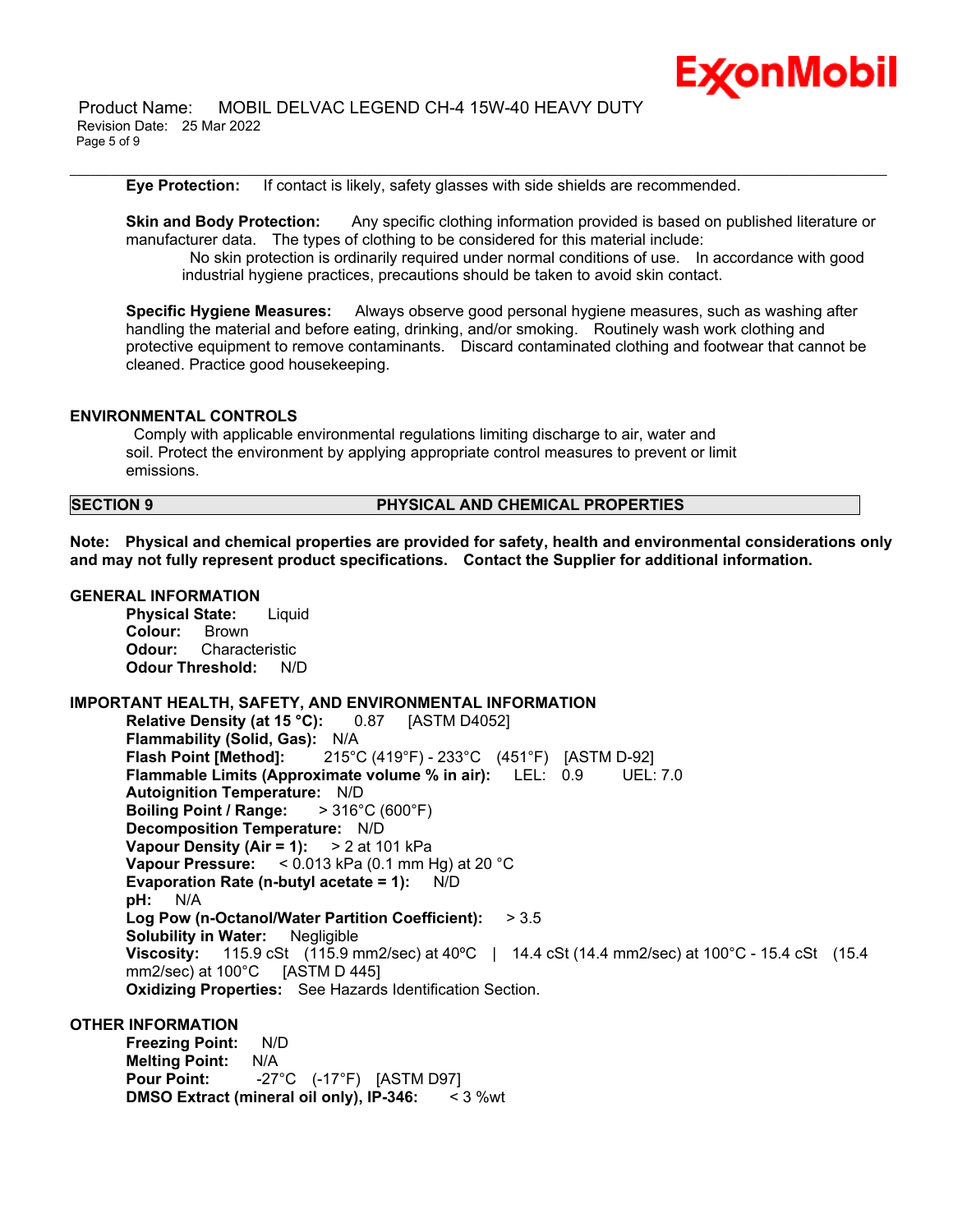**Eye Protection:** If contact is likely, safety glasses with side shields are recommended.

**Skin and Body Protection:** Any specific clothing information provided is based on published literature or manufacturer data. The types of clothing to be considered for this material include:

No skin protection is ordinarily required under normal conditions of use. In accordance with good industrial hygiene practices, precautions should be taken to avoid skin contact.

**Specific Hygiene Measures:** Always observe good personal hygiene measures, such as washing after handling the material and before eating, drinking, and/or smoking. Routinely wash work clothing and protective equipment to remove contaminants. Discard contaminated clothing and footwear that cannot be cleaned. Practice good housekeeping.

### ENVIRONMENTAL CONTROLS

Comply with applicable environmental regulations limiting discharge to air, water and soil. Protect the environment by applying appropriate control measures to prevent or limit emissions.

## SECTION 9 PHYSICAL AND CHEMICAL PROPERTIES

**Note: Physical and chemical properties are provided for safety, health and environmental considerations only and may not fully represent product specifications. Contact the Supplier for additional information.**

### GENERAL INFORMATION

**Physical State:** Liquid
**Colour:** Brown
**Odour:** Characteristic
**Odour Threshold:** N/D

### IMPORTANT HEALTH, SAFETY, AND ENVIRONMENTAL INFORMATION

**Relative Density (at 15 °C):** 0.87 [ASTM D4052]
**Flammability (Solid, Gas):** N/A
**Flash Point [Method]:** 215°C (419°F) - 233°C (451°F) [ASTM D-92]
**Flammable Limits (Approximate volume % in air):** LEL: 0.9 UEL: 7.0
**Autoignition Temperature:** N/D
**Boiling Point / Range:** > 316°C (600°F)
**Decomposition Temperature:** N/D
**Vapour Density (Air = 1):** > 2 at 101 kPa
**Vapour Pressure:** < 0.013 kPa (0.1 mm Hg) at 20 °C
**Evaporation Rate (n-butyl acetate = 1):** N/D
**pH:** N/A
**Log Pow (n-Octanol/Water Partition Coefficient):** > 3.5
**Solubility in Water:** Negligible
**Viscosity:** 115.9 cSt (115.9 mm2/sec) at 40ºC | 14.4 cSt (14.4 mm2/sec) at 100°C - 15.4 cSt (15.4 mm2/sec) at 100°C [ASTM D 445]
**Oxidizing Properties:** See Hazards Identification Section.

### OTHER INFORMATION

**Freezing Point:** N/D
**Melting Point:** N/A
**Pour Point:** -27°C (-17°F) [ASTM D97]
**DMSO Extract (mineral oil only), IP-346:** < 3 %wt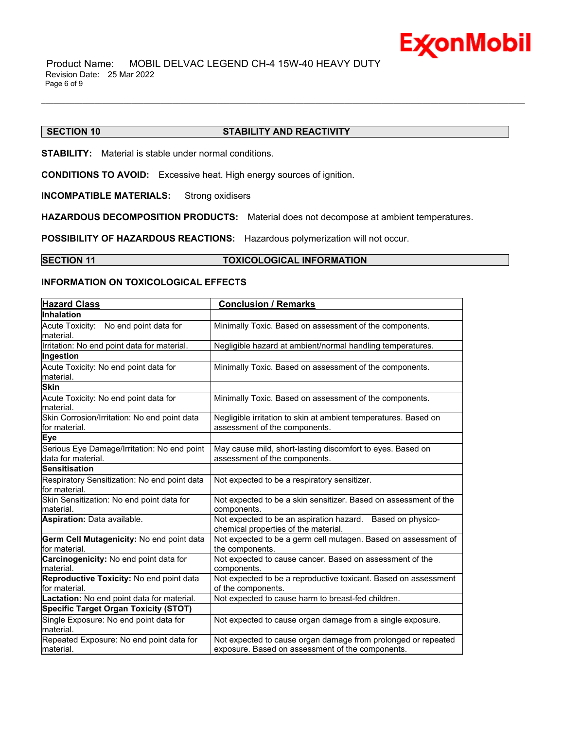## SECTION 10 STABILITY AND REACTIVITY

**STABILITY:** Material is stable under normal conditions.

**CONDITIONS TO AVOID:** Excessive heat. High energy sources of ignition.

**INCOMPATIBLE MATERIALS:** Strong oxidisers

**HAZARDOUS DECOMPOSITION PRODUCTS:** Material does not decompose at ambient temperatures.

**POSSIBILITY OF HAZARDOUS REACTIONS:** Hazardous polymerization will not occur.

## SECTION 11 TOXICOLOGICAL INFORMATION

### INFORMATION ON TOXICOLOGICAL EFFECTS

| Hazard Class | Conclusion / Remarks |
|---|---|
| **Inhalation** | |
| Acute Toxicity: No end point data for material. | Minimally Toxic. Based on assessment of the components. |
| Irritation: No end point data for material. | Negligible hazard at ambient/normal handling temperatures. |
| **Ingestion** | |
| Acute Toxicity: No end point data for material. | Minimally Toxic. Based on assessment of the components. |
| **Skin** | |
| Acute Toxicity: No end point data for material. | Minimally Toxic. Based on assessment of the components. |
| Skin Corrosion/Irritation: No end point data for material. | Negligible irritation to skin at ambient temperatures. Based on assessment of the components. |
| **Eye** | |
| Serious Eye Damage/Irritation: No end point data for material. | May cause mild, short-lasting discomfort to eyes. Based on assessment of the components. |
| **Sensitisation** | |
| Respiratory Sensitization: No end point data for material. | Not expected to be a respiratory sensitizer. |
| Skin Sensitization: No end point data for material. | Not expected to be a skin sensitizer. Based on assessment of the components. |
| **Aspiration:** Data available. | Not expected to be an aspiration hazard. Based on physico-chemical properties of the material. |
| **Germ Cell Mutagenicity:** No end point data for material. | Not expected to be a germ cell mutagen. Based on assessment of the components. |
| **Carcinogenicity:** No end point data for material. | Not expected to cause cancer. Based on assessment of the components. |
| **Reproductive Toxicity:** No end point data for material. | Not expected to be a reproductive toxicant. Based on assessment of the components. |
| **Lactation:** No end point data for material. | Not expected to cause harm to breast-fed children. |
| **Specific Target Organ Toxicity (STOT)** | |
| Single Exposure: No end point data for material. | Not expected to cause organ damage from a single exposure. |
| Repeated Exposure: No end point data for material. | Not expected to cause organ damage from prolonged or repeated exposure. Based on assessment of the components. |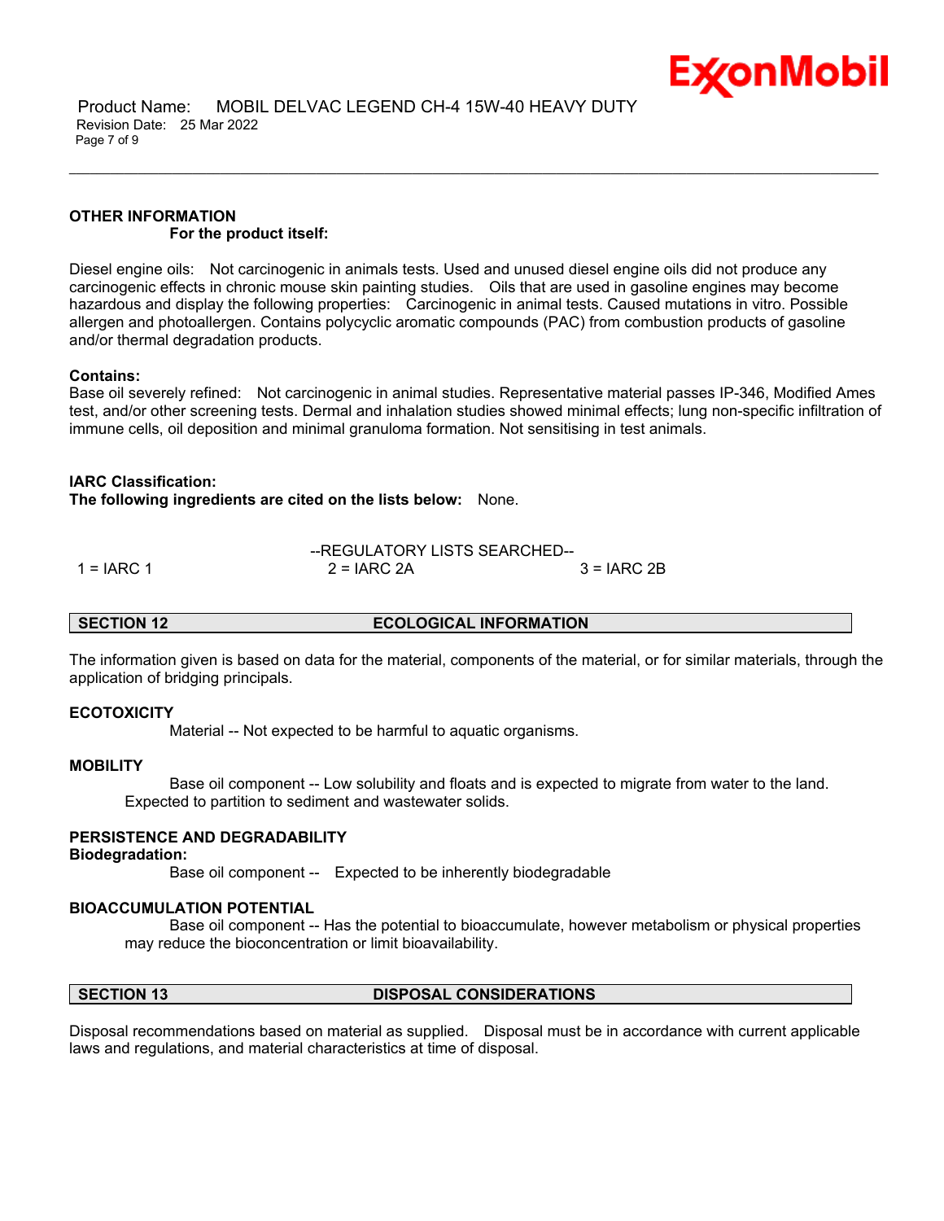**OTHER INFORMATION**

**For the product itself:**

Diesel engine oils: Not carcinogenic in animals tests. Used and unused diesel engine oils did not produce any carcinogenic effects in chronic mouse skin painting studies. Oils that are used in gasoline engines may become hazardous and display the following properties: Carcinogenic in animal tests. Caused mutations in vitro. Possible allergen and photoallergen. Contains polycyclic aromatic compounds (PAC) from combustion products of gasoline and/or thermal degradation products.

**Contains:**

Base oil severely refined: Not carcinogenic in animal studies. Representative material passes IP-346, Modified Ames test, and/or other screening tests. Dermal and inhalation studies showed minimal effects; lung non-specific infiltration of immune cells, oil deposition and minimal granuloma formation. Not sensitising in test animals.

**IARC Classification:**

**The following ingredients are cited on the lists below:** None.

--REGULATORY LISTS SEARCHED--

| 1 = IARC 1 | 2 = IARC 2A | 3 = IARC 2B |
|---|---|---|

## SECTION 12 ECOLOGICAL INFORMATION

The information given is based on data for the material, components of the material, or for similar materials, through the application of bridging principals.

**ECOTOXICITY**

Material -- Not expected to be harmful to aquatic organisms.

**MOBILITY**

Base oil component -- Low solubility and floats and is expected to migrate from water to the land. Expected to partition to sediment and wastewater solids.

**PERSISTENCE AND DEGRADABILITY**

**Biodegradation:**

Base oil component -- Expected to be inherently biodegradable

**BIOACCUMULATION POTENTIAL**

Base oil component -- Has the potential to bioaccumulate, however metabolism or physical properties may reduce the bioconcentration or limit bioavailability.

## SECTION 13 DISPOSAL CONSIDERATIONS

Disposal recommendations based on material as supplied. Disposal must be in accordance with current applicable laws and regulations, and material characteristics at time of disposal.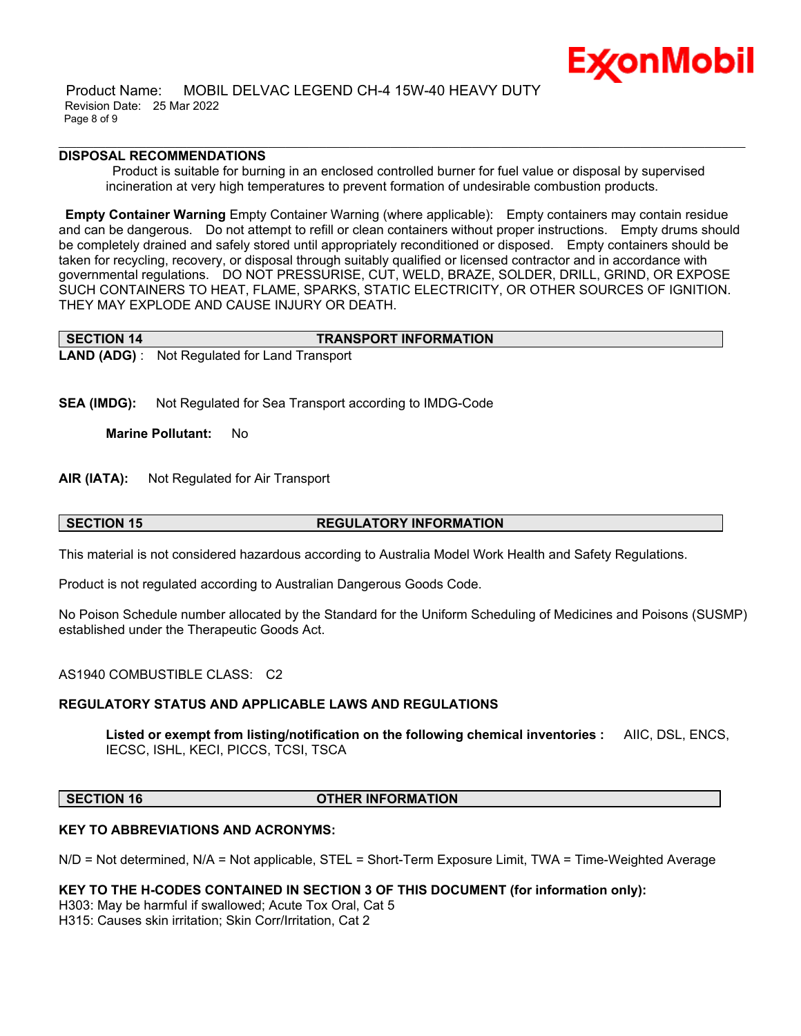### DISPOSAL RECOMMENDATIONS

Product is suitable for burning in an enclosed controlled burner for fuel value or disposal by supervised incineration at very high temperatures to prevent formation of undesirable combustion products.

**Empty Container Warning** Empty Container Warning (where applicable): Empty containers may contain residue and can be dangerous. Do not attempt to refill or clean containers without proper instructions. Empty drums should be completely drained and safely stored until appropriately reconditioned or disposed. Empty containers should be taken for recycling, recovery, or disposal through suitably qualified or licensed contractor and in accordance with governmental regulations. DO NOT PRESSURISE, CUT, WELD, BRAZE, SOLDER, DRILL, GRIND, OR EXPOSE SUCH CONTAINERS TO HEAT, FLAME, SPARKS, STATIC ELECTRICITY, OR OTHER SOURCES OF IGNITION. THEY MAY EXPLODE AND CAUSE INJURY OR DEATH.

## SECTION 14 TRANSPORT INFORMATION

**LAND (ADG)** : Not Regulated for Land Transport

**SEA (IMDG):** Not Regulated for Sea Transport according to IMDG-Code

**Marine Pollutant:** No

**AIR (IATA):** Not Regulated for Air Transport

## SECTION 15 REGULATORY INFORMATION

This material is not considered hazardous according to Australia Model Work Health and Safety Regulations.

Product is not regulated according to Australian Dangerous Goods Code.

No Poison Schedule number allocated by the Standard for the Uniform Scheduling of Medicines and Poisons (SUSMP) established under the Therapeutic Goods Act.

AS1940 COMBUSTIBLE CLASS: C2

### REGULATORY STATUS AND APPLICABLE LAWS AND REGULATIONS

**Listed or exempt from listing/notification on the following chemical inventories :** AIIC, DSL, ENCS, IECSC, ISHL, KECI, PICCS, TCSI, TSCA

## SECTION 16 OTHER INFORMATION

### KEY TO ABBREVIATIONS AND ACRONYMS:

N/D = Not determined, N/A = Not applicable, STEL = Short-Term Exposure Limit, TWA = Time-Weighted Average

### KEY TO THE H-CODES CONTAINED IN SECTION 3 OF THIS DOCUMENT (for information only):

H303: May be harmful if swallowed; Acute Tox Oral, Cat 5
H315: Causes skin irritation; Skin Corr/Irritation, Cat 2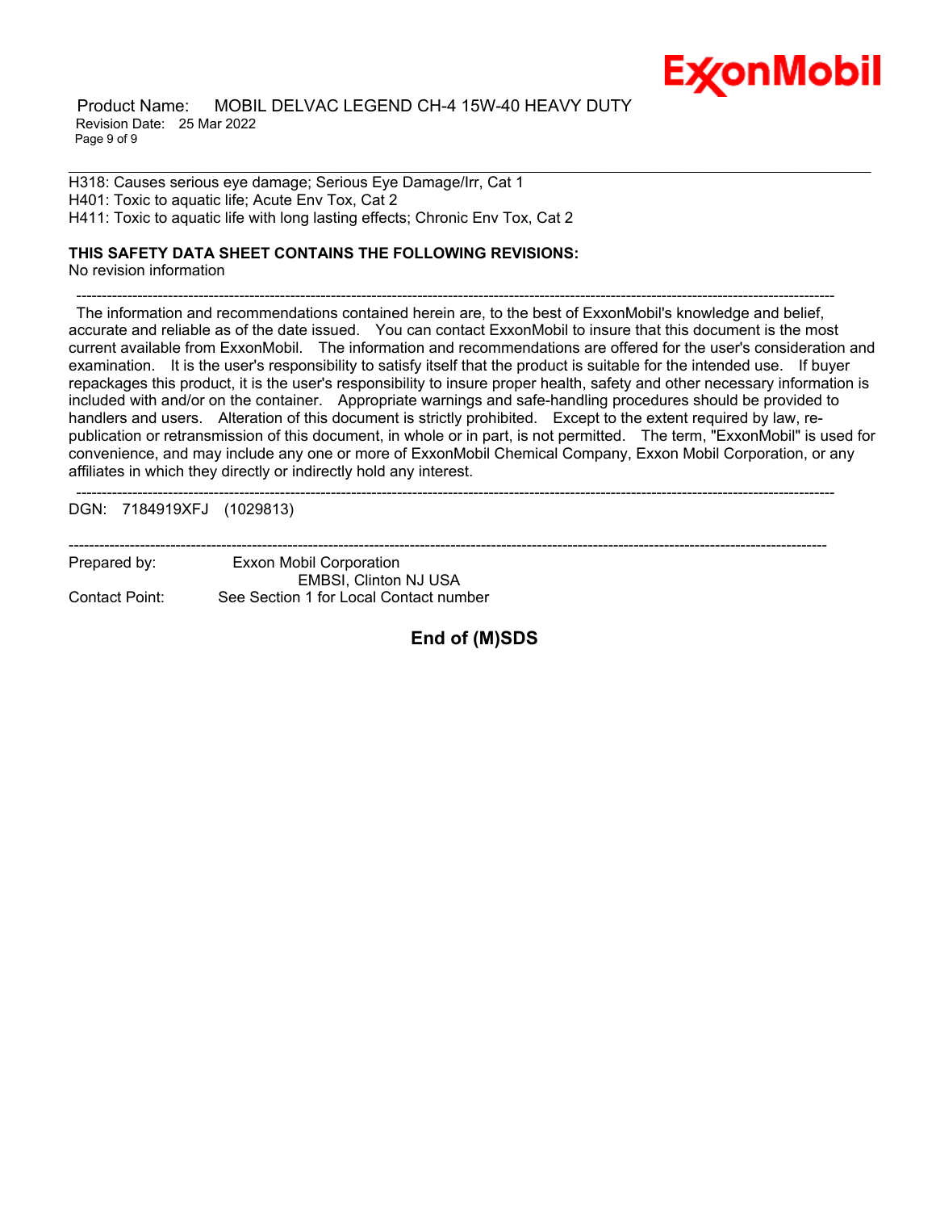H318: Causes serious eye damage; Serious Eye Damage/Irr, Cat 1
H401: Toxic to aquatic life; Acute Env Tox, Cat 2
H411: Toxic to aquatic life with long lasting effects; Chronic Env Tox, Cat 2

**THIS SAFETY DATA SHEET CONTAINS THE FOLLOWING REVISIONS:**
No revision information

-----------------------------------------------------------------------------------------------------------------------------------------------

The information and recommendations contained herein are, to the best of ExxonMobil's knowledge and belief, accurate and reliable as of the date issued. You can contact ExxonMobil to insure that this document is the most current available from ExxonMobil. The information and recommendations are offered for the user's consideration and examination. It is the user's responsibility to satisfy itself that the product is suitable for the intended use. If buyer repackages this product, it is the user's responsibility to insure proper health, safety and other necessary information is included with and/or on the container. Appropriate warnings and safe-handling procedures should be provided to handlers and users. Alteration of this document is strictly prohibited. Except to the extent required by law, re-publication or retransmission of this document, in whole or in part, is not permitted. The term, "ExxonMobil" is used for convenience, and may include any one or more of ExxonMobil Chemical Company, Exxon Mobil Corporation, or any affiliates in which they directly or indirectly hold any interest.

-----------------------------------------------------------------------------------------------------------------------------------------------

DGN: 7184919XFJ (1029813)

-----------------------------------------------------------------------------------------------------------------------------------------------

Prepared by: Exxon Mobil Corporation
EMBSI, Clinton NJ USA
Contact Point: See Section 1 for Local Contact number

**End of (M)SDS**